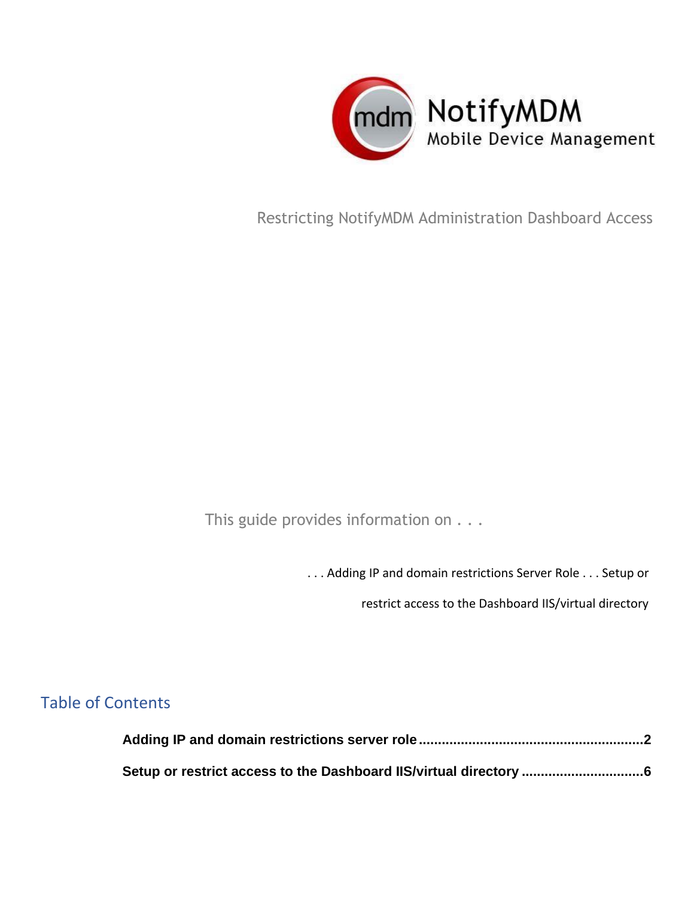NotifyMDM

Mobile Device Management

Restricting NotifyMDM Administration Dashboard Access

This guide provides information on . . .

. . . Adding IP and domain restrictions Server Role . . . Setup or restrict access to the Dashboard IIS/virtual directory

## Table of Contents

**Adding IP and domain restrictions server role ........................................................ 2**

**Setup or restrict access to the Dashboard IIS/virtual directory ................................ 6**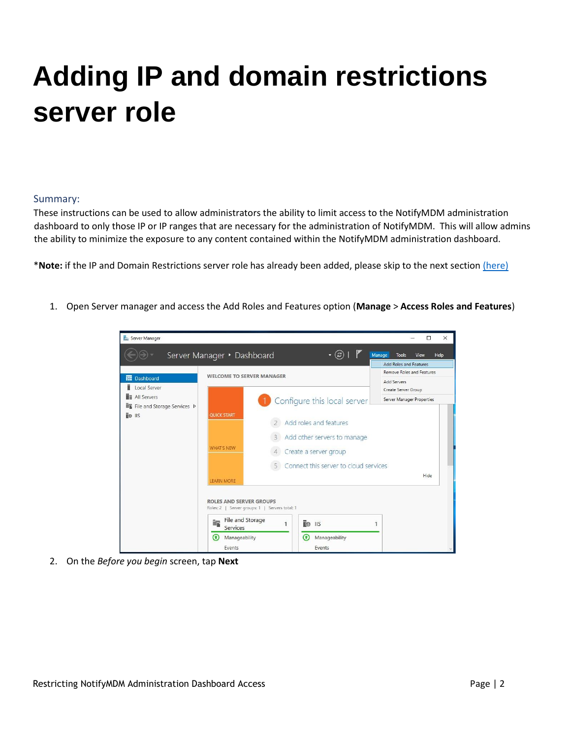# Adding IP and domain restrictions server role

## Summary:

These instructions can be used to allow administrators the ability to limit access to the NotifyMDM administration dashboard to only those IP or IP ranges that are necessary for the administration of NotifyMDM. This will allow admins the ability to minimize the exposure to any content contained within the NotifyMDM administration dashboard.

***Note:** if the IP and Domain Restrictions server role has already been added, please skip to the next section (here)

1. Open Server manager and access the Add Roles and Features option (**Manage** > **Access Roles and Features**)

2. On the *Before you begin* screen, tap **Next**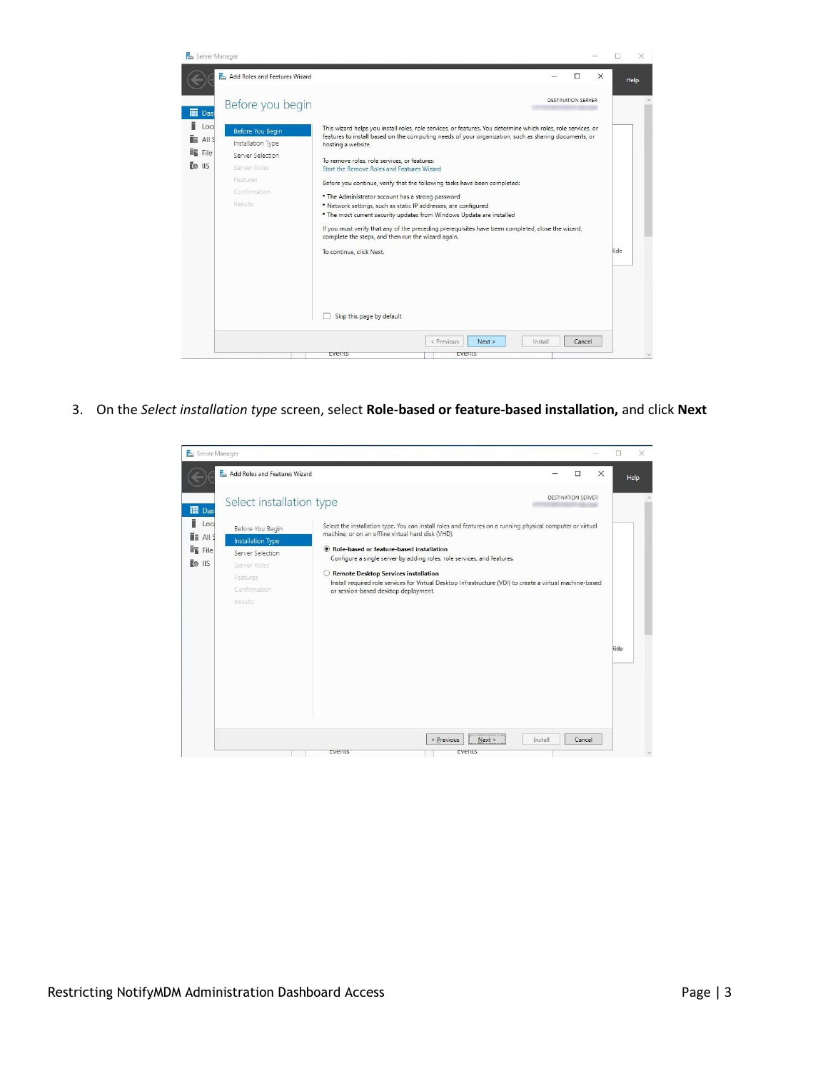3. On the *Select installation type* screen, select **Role-based or feature-based installation,** and click **Next**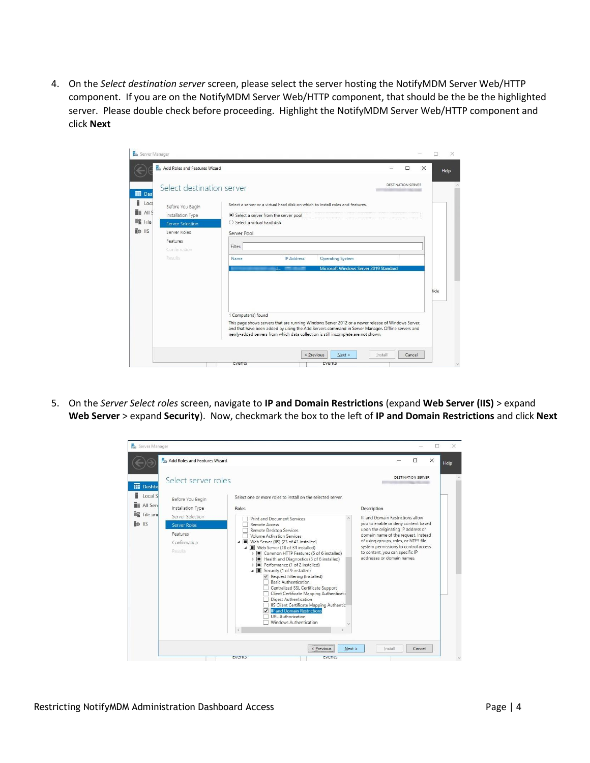4. On the *Select destination server* screen, please select the server hosting the NotifyMDM Server Web/HTTP component. If you are on the NotifyMDM Server Web/HTTP component, that should be the be the highlighted server. Please double check before proceeding. Highlight the NotifyMDM Server Web/HTTP component and click **Next**

5. On the *Server Select roles* screen, navigate to **IP and Domain Restrictions** (expand **Web Server (IIS)** > expand **Web Server** > expand **Security**). Now, checkmark the box to the left of **IP and Domain Restrictions** and click **Next**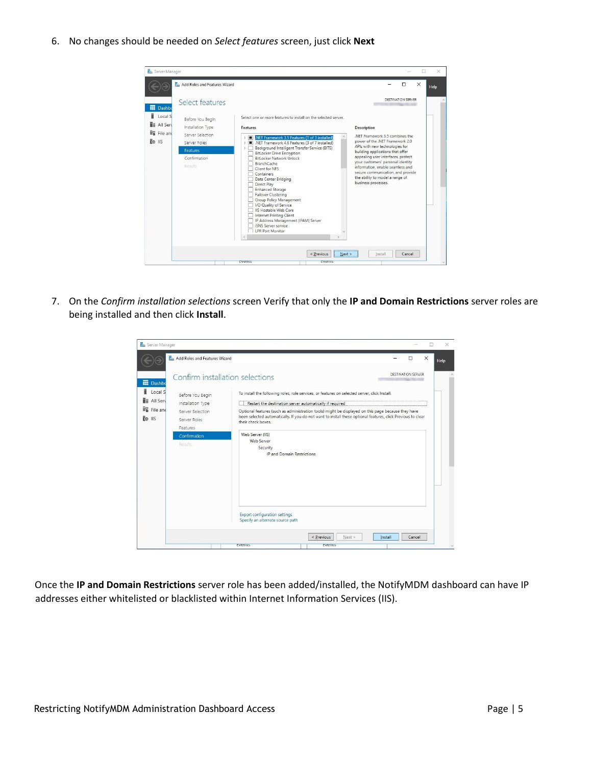6. No changes should be needed on *Select features* screen, just click **Next**

7. On the *Confirm installation selections* screen Verify that only the **IP and Domain Restrictions** server roles are being installed and then click **Install**.

Once the **IP and Domain Restrictions** server role has been added/installed, the NotifyMDM dashboard can have IP addresses either whitelisted or blacklisted within Internet Information Services (IIS).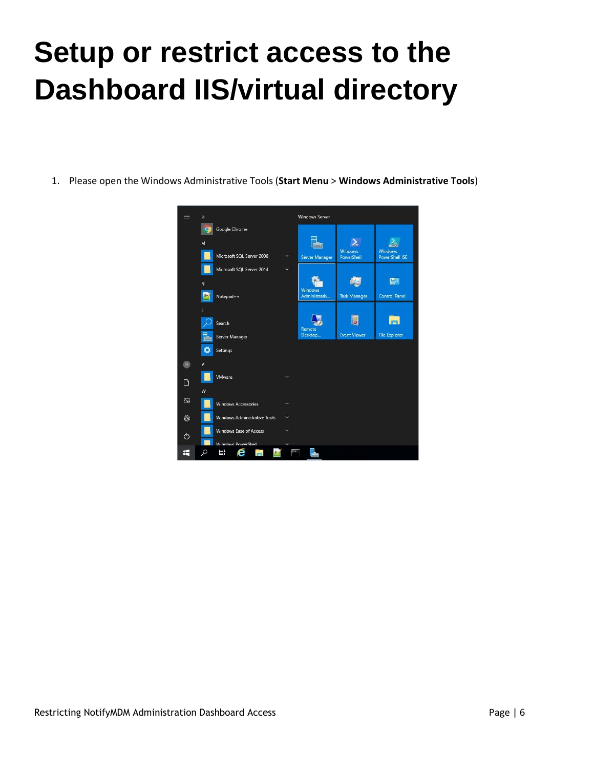# Setup or restrict access to the Dashboard IIS/virtual directory

1. Please open the Windows Administrative Tools (**Start Menu** > **Windows Administrative Tools**)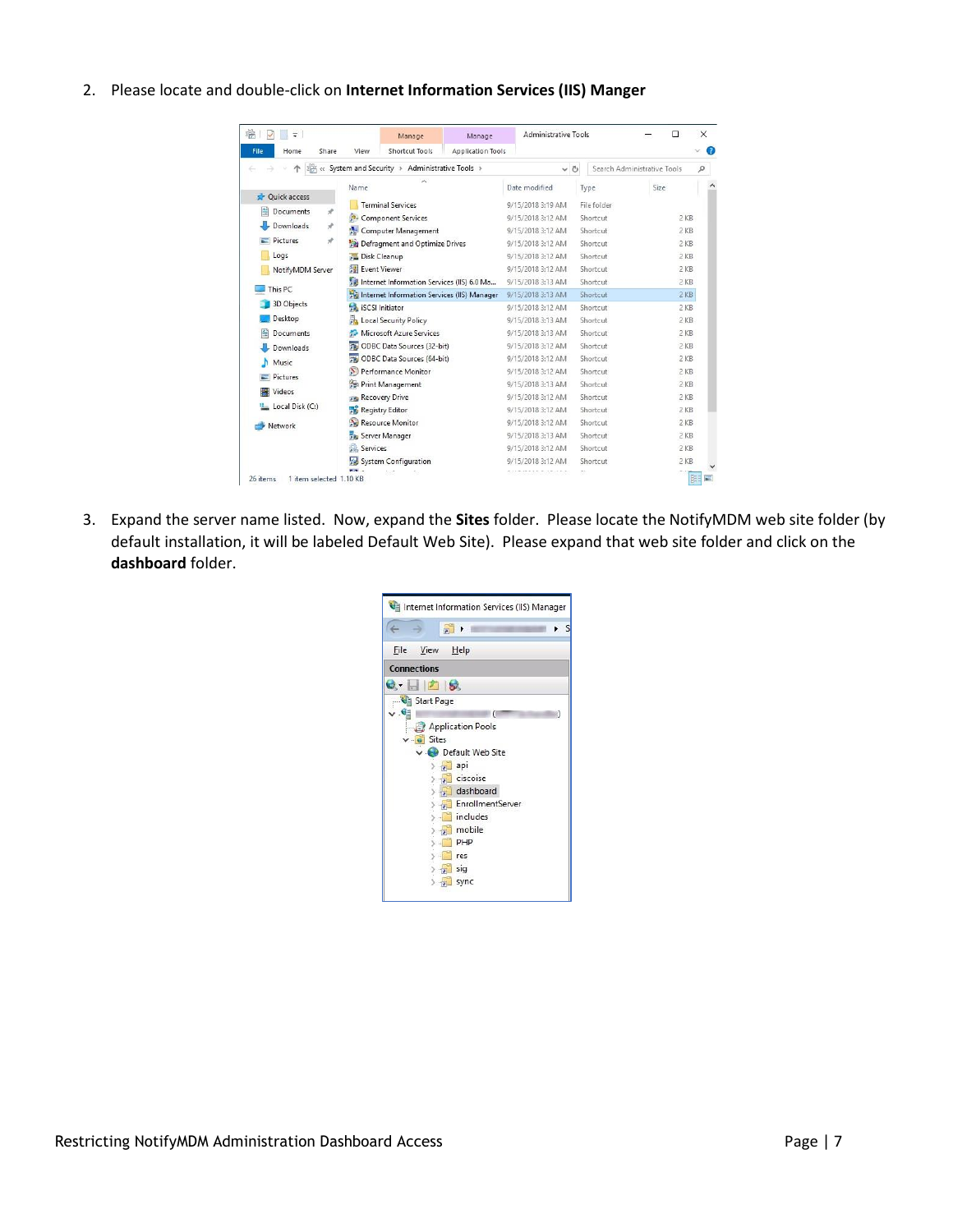2. Please locate and double-click on **Internet Information Services (IIS) Manger**

3. Expand the server name listed. Now, expand the **Sites** folder. Please locate the NotifyMDM web site folder (by default installation, it will be labeled Default Web Site). Please expand that web site folder and click on the **dashboard** folder.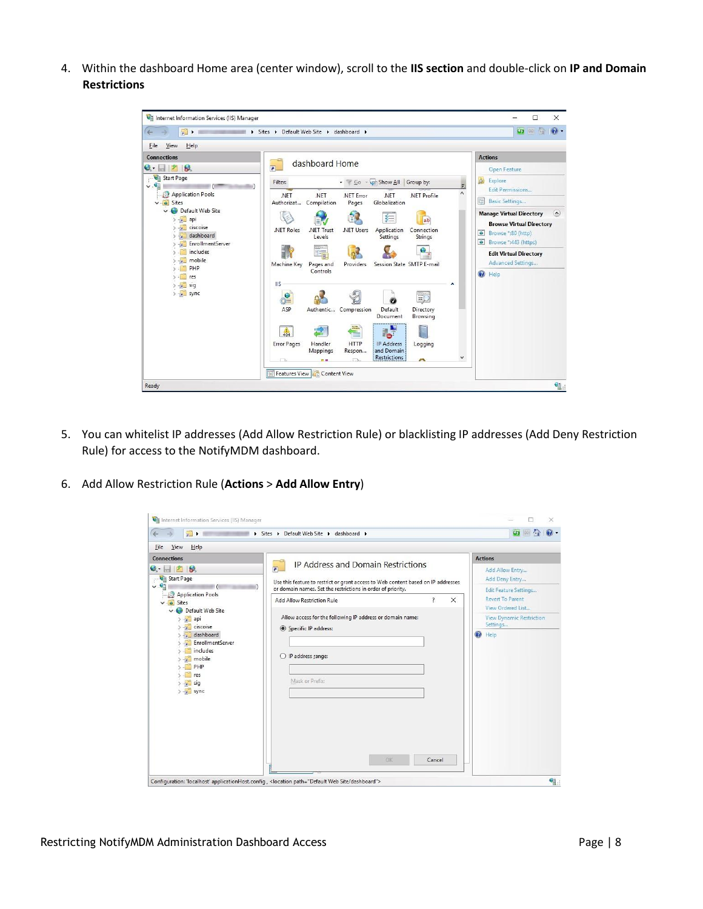4. Within the dashboard Home area (center window), scroll to the **IIS section** and double-click on **IP and Domain Restrictions**

5. You can whitelist IP addresses (Add Allow Restriction Rule) or blacklisting IP addresses (Add Deny Restriction Rule) for access to the NotifyMDM dashboard.

6. Add Allow Restriction Rule (**Actions** > **Add Allow Entry**)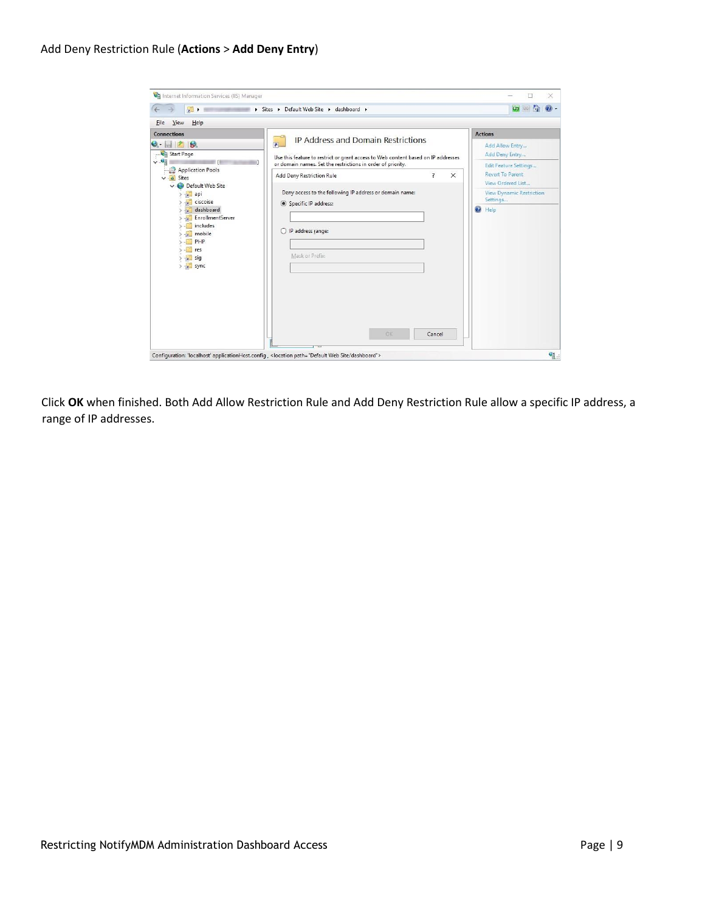Add Deny Restriction Rule (**Actions** > **Add Deny Entry**)

Click **OK** when finished. Both Add Allow Restriction Rule and Add Deny Restriction Rule allow a specific IP address, a range of IP addresses.